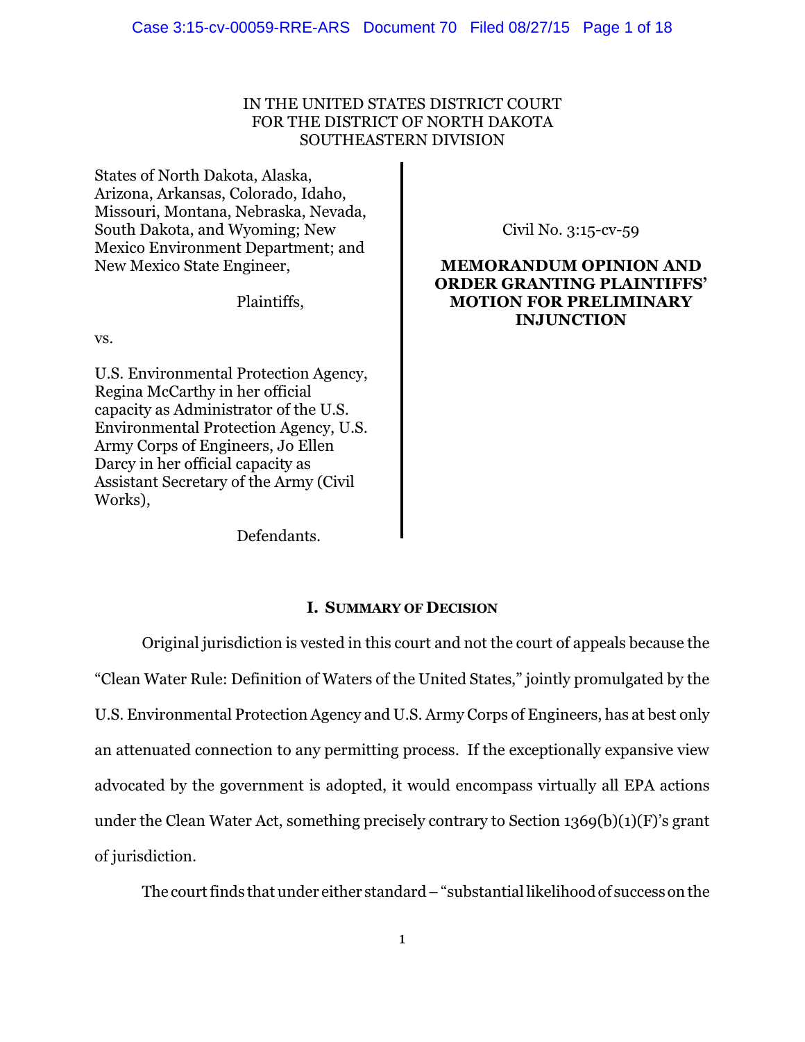IN THE UNITED STATES DISTRICT COURT
FOR THE DISTRICT OF NORTH DAKOTA
SOUTHEASTERN DIVISION

States of North Dakota, Alaska, Arizona, Arkansas, Colorado, Idaho, Missouri, Montana, Nebraska, Nevada, South Dakota, and Wyoming; New Mexico Environment Department; and New Mexico State Engineer,

Plaintiffs,

vs.

U.S. Environmental Protection Agency, Regina McCarthy in her official capacity as Administrator of the U.S. Environmental Protection Agency, U.S. Army Corps of Engineers, Jo Ellen Darcy in her official capacity as Assistant Secretary of the Army (Civil Works),

Defendants.

Civil No. 3:15-cv-59

**MEMORANDUM OPINION AND ORDER GRANTING PLAINTIFFS' MOTION FOR PRELIMINARY INJUNCTION**

## I. Summary of Decision

Original jurisdiction is vested in this court and not the court of appeals because the "Clean Water Rule: Definition of Waters of the United States," jointly promulgated by the U.S. Environmental Protection Agency and U.S. Army Corps of Engineers, has at best only an attenuated connection to any permitting process. If the exceptionally expansive view advocated by the government is adopted, it would encompass virtually all EPA actions under the Clean Water Act, something precisely contrary to Section 1369(b)(1)(F)'s grant of jurisdiction.

The court finds that under either standard – "substantial likelihood of success on the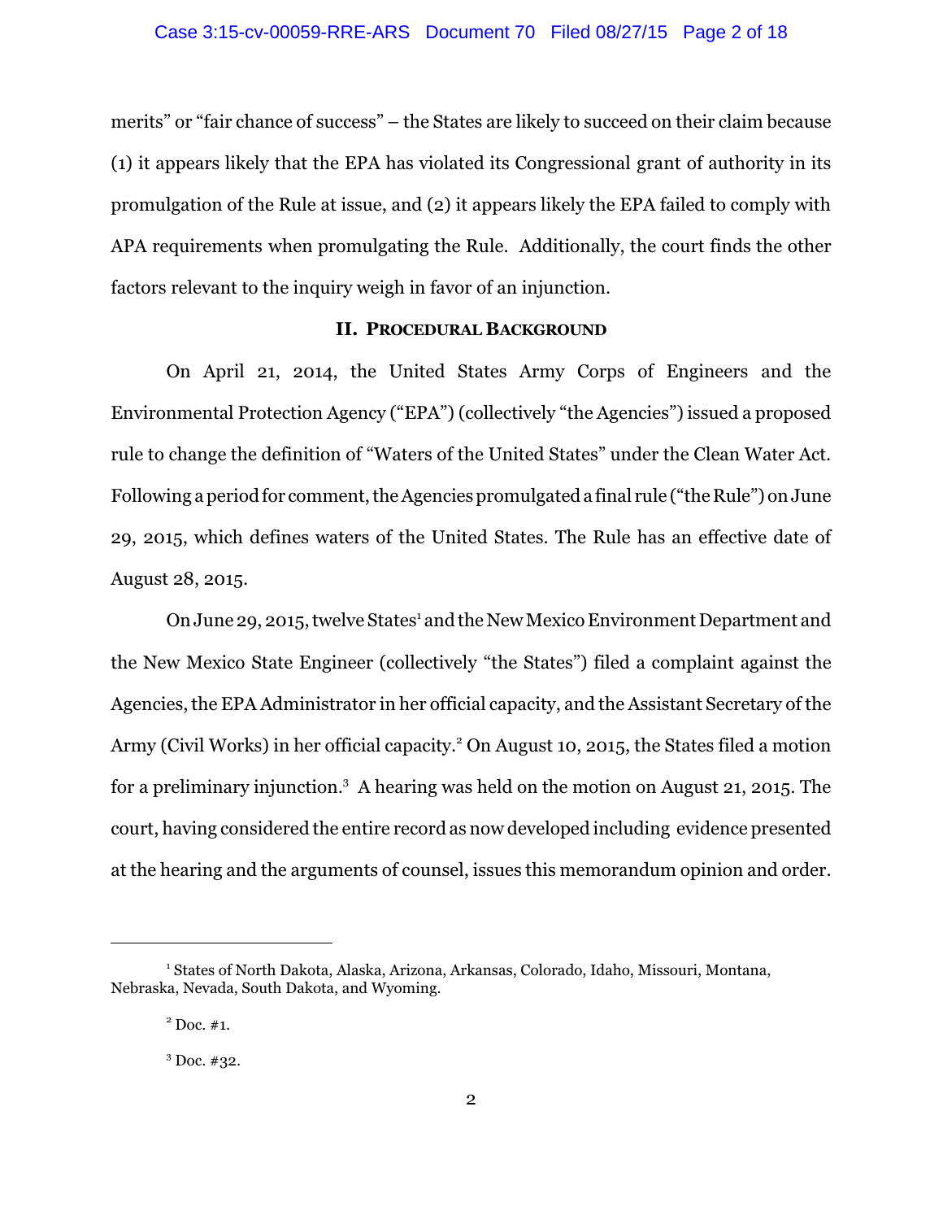merits" or "fair chance of success" – the States are likely to succeed on their claim because (1) it appears likely that the EPA has violated its Congressional grant of authority in its promulgation of the Rule at issue, and (2) it appears likely the EPA failed to comply with APA requirements when promulgating the Rule. Additionally, the court finds the other factors relevant to the inquiry weigh in favor of an injunction.

## II. PROCEDURAL BACKGROUND

On April 21, 2014, the United States Army Corps of Engineers and the Environmental Protection Agency ("EPA") (collectively "the Agencies") issued a proposed rule to change the definition of "Waters of the United States" under the Clean Water Act. Following a period for comment, the Agencies promulgated a final rule ("the Rule") on June 29, 2015, which defines waters of the United States. The Rule has an effective date of August 28, 2015.

On June 29, 2015, twelve States[1] and the New Mexico Environment Department and the New Mexico State Engineer (collectively "the States") filed a complaint against the Agencies, the EPA Administrator in her official capacity, and the Assistant Secretary of the Army (Civil Works) in her official capacity.[2] On August 10, 2015, the States filed a motion for a preliminary injunction.[3] A hearing was held on the motion on August 21, 2015. The court, having considered the entire record as now developed including evidence presented at the hearing and the arguments of counsel, issues this memorandum opinion and order.

---

[1] States of North Dakota, Alaska, Arizona, Arkansas, Colorado, Idaho, Missouri, Montana, Nebraska, Nevada, South Dakota, and Wyoming.

[2] Doc. #1.

[3] Doc. #32.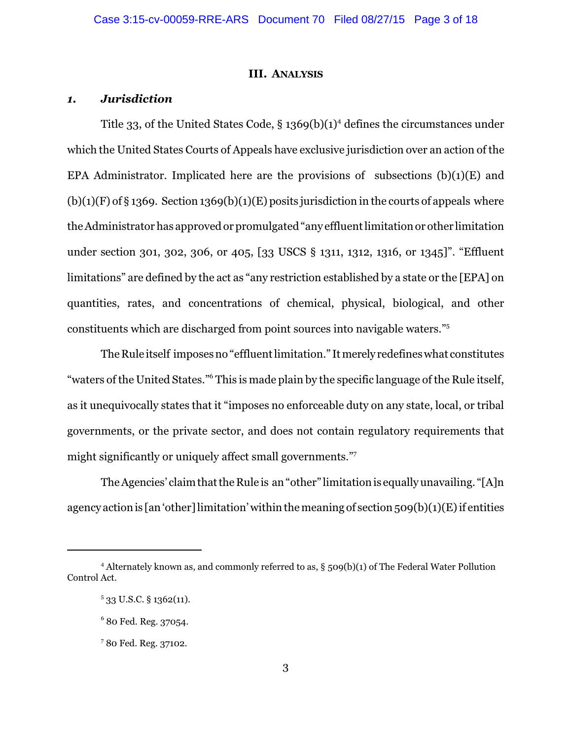### III. Analysis

#### *1. Jurisdiction*

Title 33, of the United States Code, § 1369(b)(1)[4] defines the circumstances under which the United States Courts of Appeals have exclusive jurisdiction over an action of the EPA Administrator. Implicated here are the provisions of subsections (b)(1)(E) and (b)(1)(F) of § 1369. Section 1369(b)(1)(E) posits jurisdiction in the courts of appeals where the Administrator has approved or promulgated "any effluent limitation or other limitation under section 301, 302, 306, or 405, [33 USCS § 1311, 1312, 1316, or 1345]". "Effluent limitations" are defined by the act as "any restriction established by a state or the [EPA] on quantities, rates, and concentrations of chemical, physical, biological, and other constituents which are discharged from point sources into navigable waters."[5]

The Rule itself imposes no "effluent limitation." It merely redefines what constitutes "waters of the United States."[6] This is made plain by the specific language of the Rule itself, as it unequivocally states that it "imposes no enforceable duty on any state, local, or tribal governments, or the private sector, and does not contain regulatory requirements that might significantly or uniquely affect small governments."[7]

The Agencies' claim that the Rule is an "other" limitation is equally unavailing. "[A]n agency action is [an 'other] limitation' within the meaning of section 509(b)(1)(E) if entities

---

[4] Alternately known as, and commonly referred to as, § 509(b)(1) of The Federal Water Pollution Control Act.

[5] 33 U.S.C. § 1362(11).

[6] 80 Fed. Reg. 37054.

[7] 80 Fed. Reg. 37102.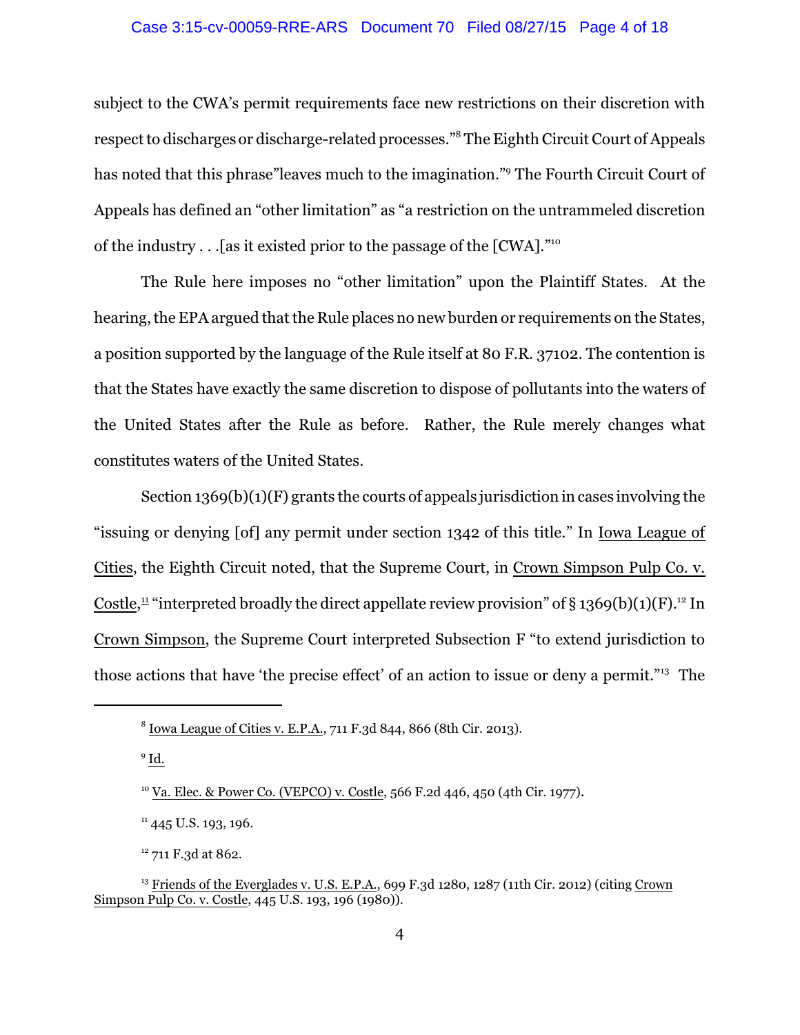subject to the CWA's permit requirements face new restrictions on their discretion with respect to discharges or discharge-related processes."[8] The Eighth Circuit Court of Appeals has noted that this phrase"leaves much to the imagination."[9] The Fourth Circuit Court of Appeals has defined an "other limitation" as "a restriction on the untrammeled discretion of the industry . . .[as it existed prior to the passage of the [CWA]."[10]

The Rule here imposes no "other limitation" upon the Plaintiff States. At the hearing, the EPA argued that the Rule places no new burden or requirements on the States, a position supported by the language of the Rule itself at 80 F.R. 37102. The contention is that the States have exactly the same discretion to dispose of pollutants into the waters of the United States after the Rule as before. Rather, the Rule merely changes what constitutes waters of the United States.

Section 1369(b)(1)(F) grants the courts of appeals jurisdiction in cases involving the "issuing or denying [of] any permit under section 1342 of this title." In Iowa League of Cities, the Eighth Circuit noted, that the Supreme Court, in Crown Simpson Pulp Co. v. Costle,[11] "interpreted broadly the direct appellate review provision" of § 1369(b)(1)(F).[12] In Crown Simpson, the Supreme Court interpreted Subsection F "to extend jurisdiction to those actions that have 'the precise effect' of an action to issue or deny a permit."[13] The

---

[8] Iowa League of Cities v. E.P.A., 711 F.3d 844, 866 (8th Cir. 2013).

[9] Id.

[10] Va. Elec. & Power Co. (VEPCO) v. Costle, 566 F.2d 446, 450 (4th Cir. 1977).

[11] 445 U.S. 193, 196.

[12] 711 F.3d at 862.

[13] Friends of the Everglades v. U.S. E.P.A., 699 F.3d 1280, 1287 (11th Cir. 2012) (citing Crown Simpson Pulp Co. v. Costle, 445 U.S. 193, 196 (1980)).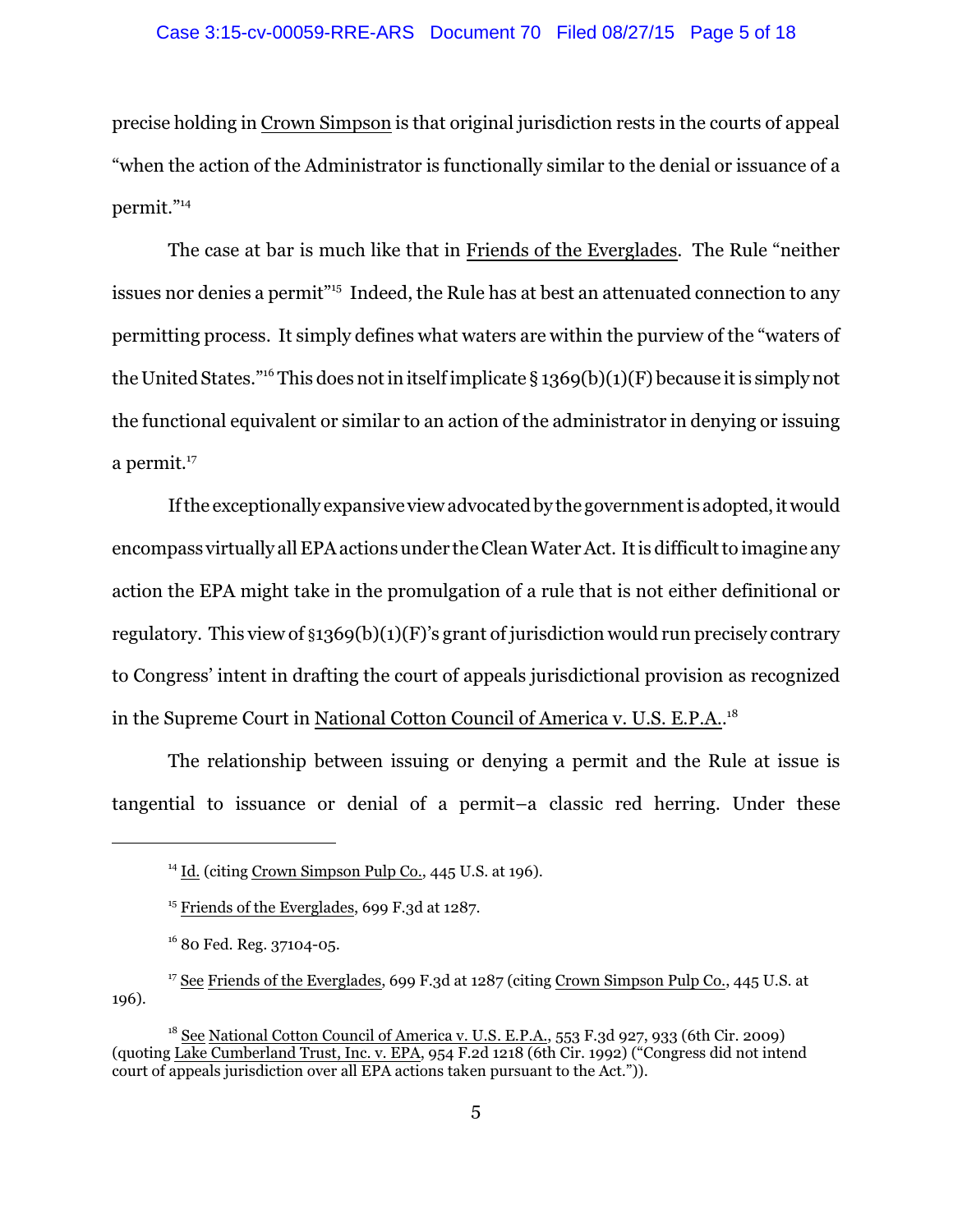precise holding in Crown Simpson is that original jurisdiction rests in the courts of appeal "when the action of the Administrator is functionally similar to the denial or issuance of a permit."[14]

The case at bar is much like that in Friends of the Everglades. The Rule "neither issues nor denies a permit"[15] Indeed, the Rule has at best an attenuated connection to any permitting process. It simply defines what waters are within the purview of the "waters of the United States."[16] This does not in itself implicate § 1369(b)(1)(F) because it is simply not the functional equivalent or similar to an action of the administrator in denying or issuing a permit.[17]

If the exceptionally expansive view advocated by the government is adopted, it would encompass virtually all EPA actions under the Clean Water Act. It is difficult to imagine any action the EPA might take in the promulgation of a rule that is not either definitional or regulatory. This view of §1369(b)(1)(F)'s grant of jurisdiction would run precisely contrary to Congress' intent in drafting the court of appeals jurisdictional provision as recognized in the Supreme Court in National Cotton Council of America v. U.S. E.P.A..[18]

The relationship between issuing or denying a permit and the Rule at issue is tangential to issuance or denial of a permit–a classic red herring. Under these

---

[14] Id. (citing Crown Simpson Pulp Co., 445 U.S. at 196).

[15] Friends of the Everglades, 699 F.3d at 1287.

[16] 80 Fed. Reg. 37104-05.

[17] See Friends of the Everglades, 699 F.3d at 1287 (citing Crown Simpson Pulp Co., 445 U.S. at 196).

[18] See National Cotton Council of America v. U.S. E.P.A., 553 F.3d 927, 933 (6th Cir. 2009) (quoting Lake Cumberland Trust, Inc. v. EPA, 954 F.2d 1218 (6th Cir. 1992) ("Congress did not intend court of appeals jurisdiction over all EPA actions taken pursuant to the Act.")).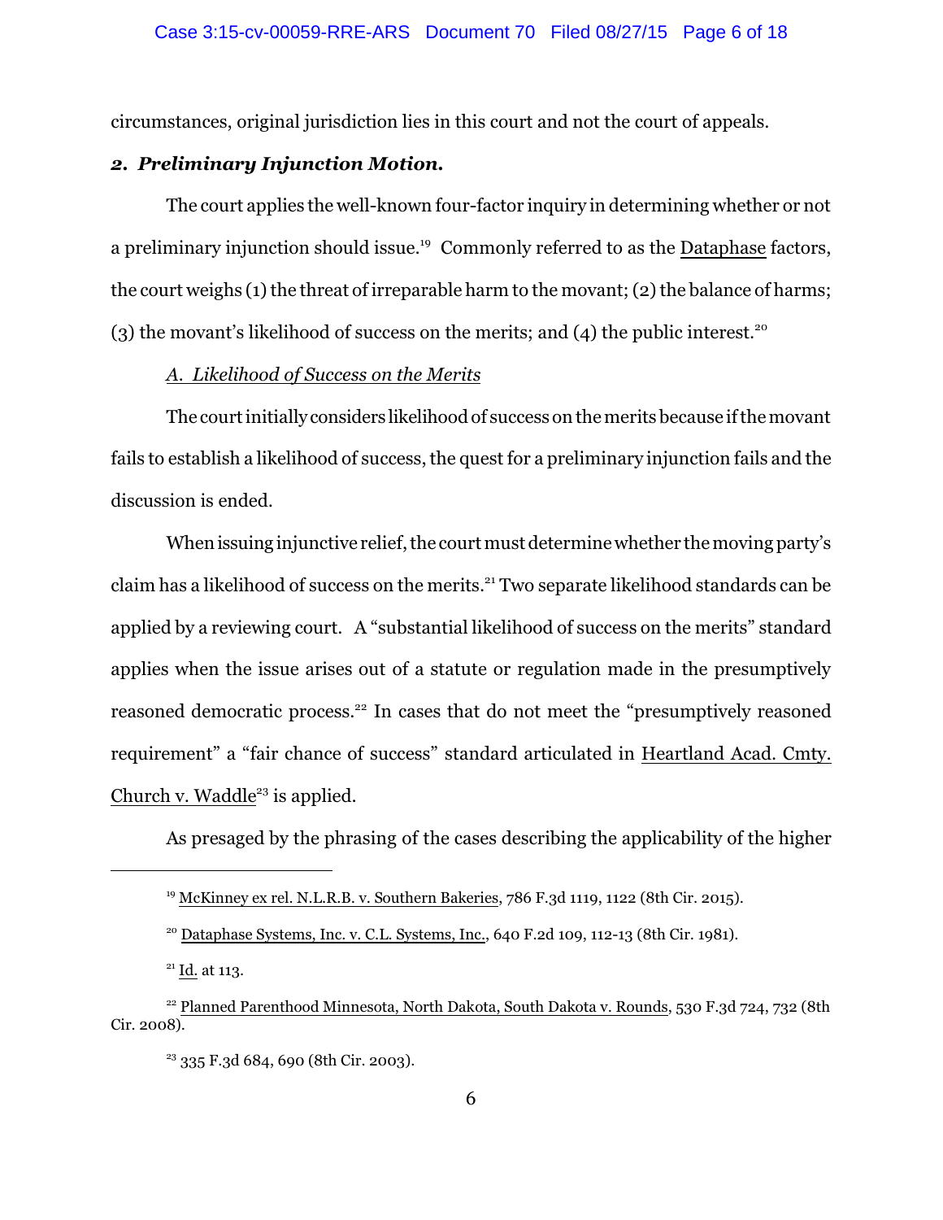circumstances, original jurisdiction lies in this court and not the court of appeals.

### *2. Preliminary Injunction Motion.*

The court applies the well-known four-factor inquiry in determining whether or not a preliminary injunction should issue.[19] Commonly referred to as the Dataphase factors, the court weighs (1) the threat of irreparable harm to the movant; (2) the balance of harms; (3) the movant's likelihood of success on the merits; and (4) the public interest.[20]

*A. Likelihood of Success on the Merits*

The court initially considers likelihood of success on the merits because if the movant fails to establish a likelihood of success, the quest for a preliminary injunction fails and the discussion is ended.

When issuing injunctive relief, the court must determine whether the moving party's claim has a likelihood of success on the merits.[21] Two separate likelihood standards can be applied by a reviewing court. A "substantial likelihood of success on the merits" standard applies when the issue arises out of a statute or regulation made in the presumptively reasoned democratic process.[22] In cases that do not meet the "presumptively reasoned requirement" a "fair chance of success" standard articulated in Heartland Acad. Cmty. Church v. Waddle[23] is applied.

As presaged by the phrasing of the cases describing the applicability of the higher

---

[19] McKinney ex rel. N.L.R.B. v. Southern Bakeries, 786 F.3d 1119, 1122 (8th Cir. 2015).

[20] Dataphase Systems, Inc. v. C.L. Systems, Inc., 640 F.2d 109, 112-13 (8th Cir. 1981).

[21] Id. at 113.

[22] Planned Parenthood Minnesota, North Dakota, South Dakota v. Rounds, 530 F.3d 724, 732 (8th Cir. 2008).

[23] 335 F.3d 684, 690 (8th Cir. 2003).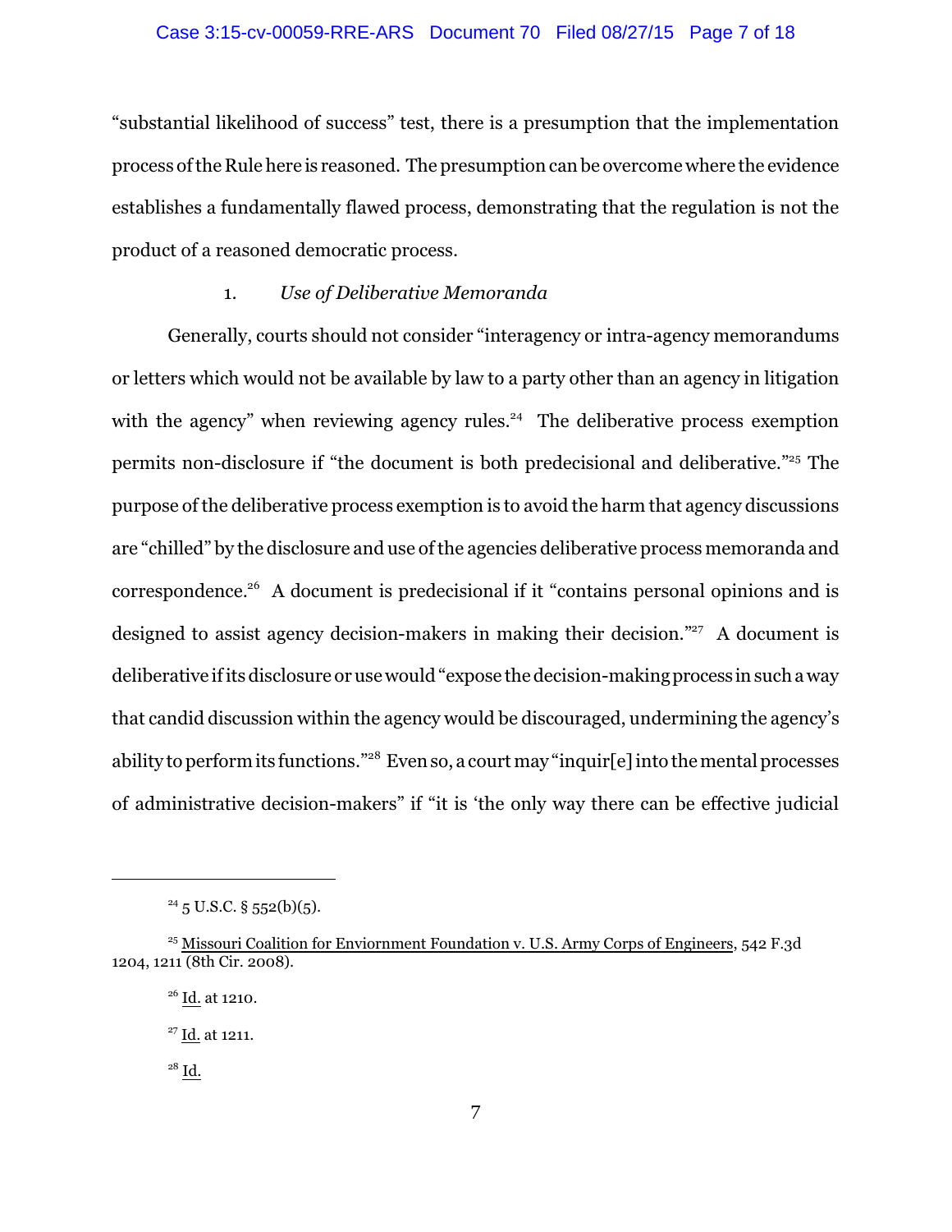"substantial likelihood of success" test, there is a presumption that the implementation process of the Rule here is reasoned. The presumption can be overcome where the evidence establishes a fundamentally flawed process, demonstrating that the regulation is not the product of a reasoned democratic process.

1. *Use of Deliberative Memoranda*

Generally, courts should not consider "interagency or intra-agency memorandums or letters which would not be available by law to a party other than an agency in litigation with the agency" when reviewing agency rules.[24] The deliberative process exemption permits non-disclosure if "the document is both predecisional and deliberative."[25] The purpose of the deliberative process exemption is to avoid the harm that agency discussions are "chilled" by the disclosure and use of the agencies deliberative process memoranda and correspondence.[26] A document is predecisional if it "contains personal opinions and is designed to assist agency decision-makers in making their decision."[27] A document is deliberative if its disclosure or use would "expose the decision-making process in such a way that candid discussion within the agency would be discouraged, undermining the agency's ability to perform its functions."[28] Even so, a court may "inquir[e] into the mental processes of administrative decision-makers" if "it is 'the only way there can be effective judicial

---

[24] 5 U.S.C. § 552(b)(5).

[25] Missouri Coalition for Enviornment Foundation v. U.S. Army Corps of Engineers, 542 F.3d 1204, 1211 (8th Cir. 2008).

[26] Id. at 1210.

[27] Id. at 1211.

[28] Id.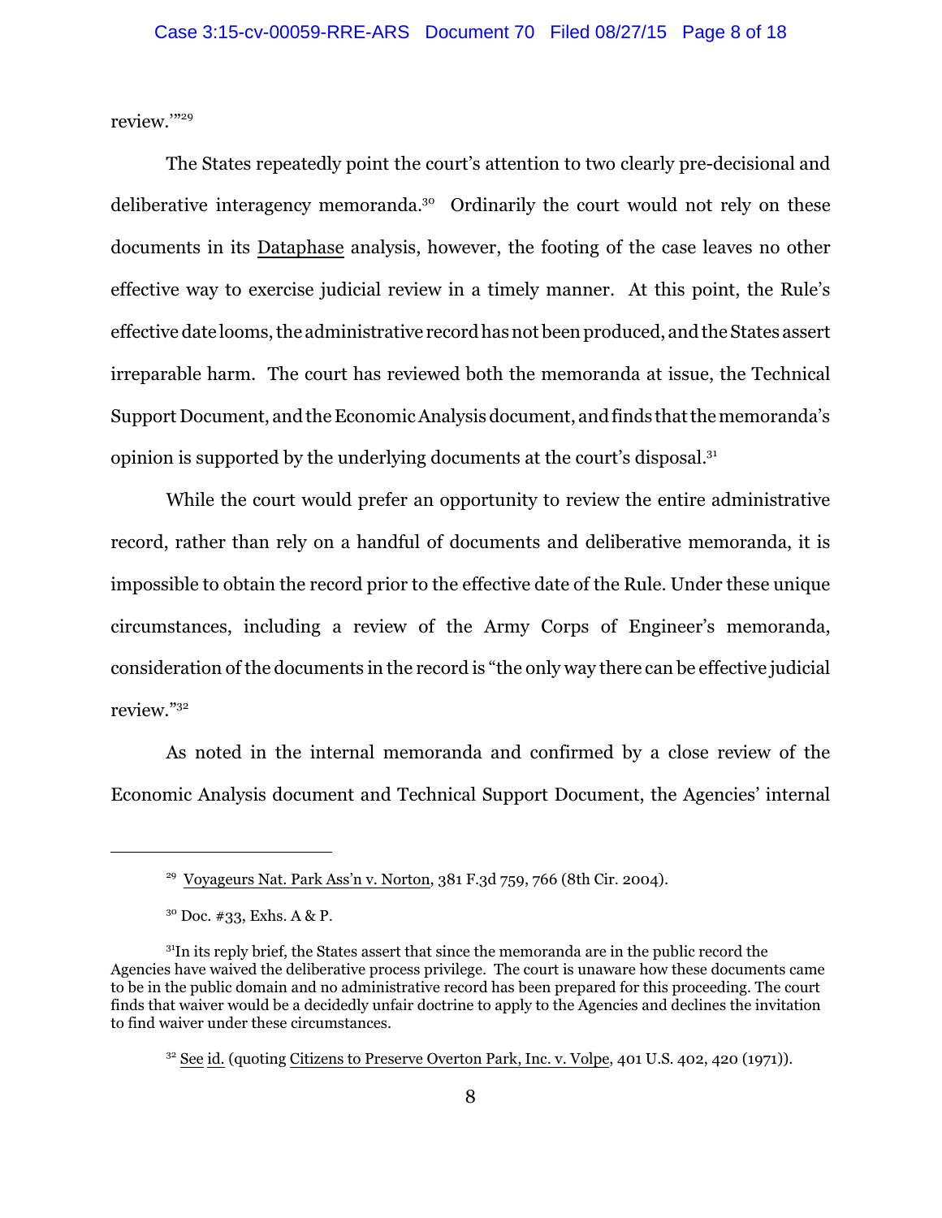review.'"[29]

The States repeatedly point the court's attention to two clearly pre-decisional and deliberative interagency memoranda.[30] Ordinarily the court would not rely on these documents in its Dataphase analysis, however, the footing of the case leaves no other effective way to exercise judicial review in a timely manner. At this point, the Rule's effective date looms, the administrative record has not been produced, and the States assert irreparable harm. The court has reviewed both the memoranda at issue, the Technical Support Document, and the Economic Analysis document, and finds that the memoranda's opinion is supported by the underlying documents at the court's disposal.[31]

While the court would prefer an opportunity to review the entire administrative record, rather than rely on a handful of documents and deliberative memoranda, it is impossible to obtain the record prior to the effective date of the Rule. Under these unique circumstances, including a review of the Army Corps of Engineer's memoranda, consideration of the documents in the record is "the only way there can be effective judicial review."[32]

As noted in the internal memoranda and confirmed by a close review of the Economic Analysis document and Technical Support Document, the Agencies' internal

---

[29] Voyageurs Nat. Park Ass'n v. Norton, 381 F.3d 759, 766 (8th Cir. 2004).

[30] Doc. #33, Exhs. A & P.

[31] In its reply brief, the States assert that since the memoranda are in the public record the Agencies have waived the deliberative process privilege. The court is unaware how these documents came to be in the public domain and no administrative record has been prepared for this proceeding. The court finds that waiver would be a decidedly unfair doctrine to apply to the Agencies and declines the invitation to find waiver under these circumstances.

[32] See id. (quoting Citizens to Preserve Overton Park, Inc. v. Volpe, 401 U.S. 402, 420 (1971)).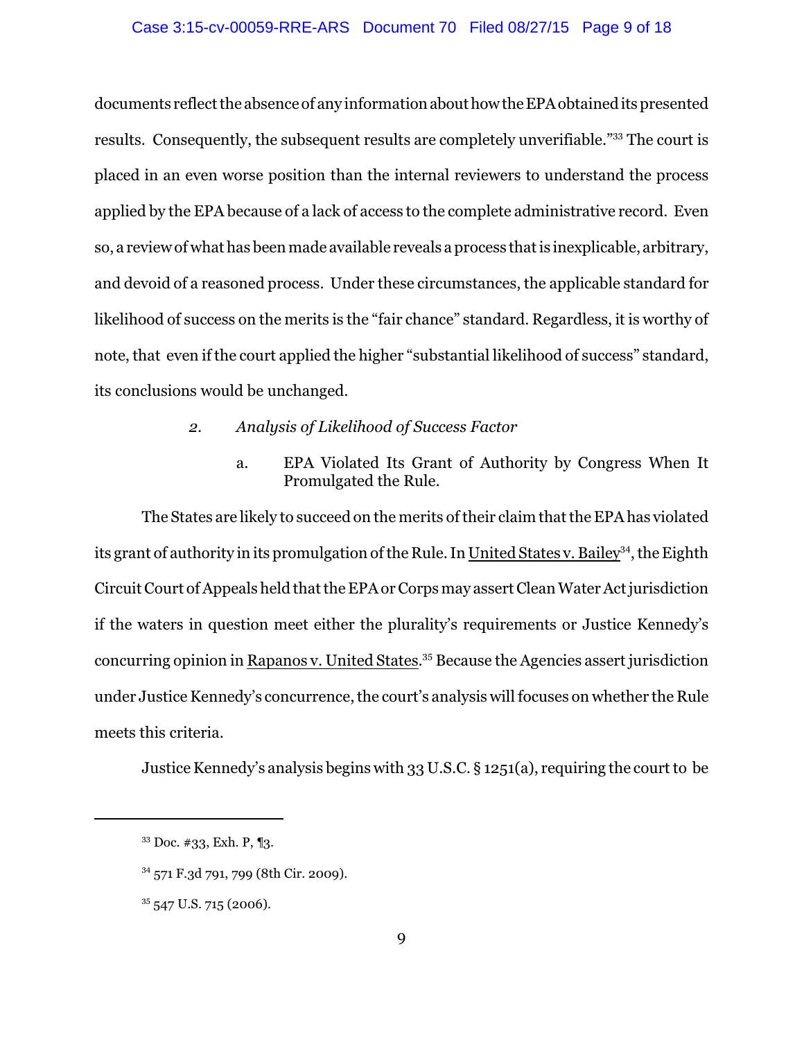documents reflect the absence of any information about how the EPA obtained its presented results. Consequently, the subsequent results are completely unverifiable."[33] The court is placed in an even worse position than the internal reviewers to understand the process applied by the EPA because of a lack of access to the complete administrative record. Even so, a review of what has been made available reveals a process that is inexplicable, arbitrary, and devoid of a reasoned process. Under these circumstances, the applicable standard for likelihood of success on the merits is the "fair chance" standard. Regardless, it is worthy of note, that even if the court applied the higher "substantial likelihood of success" standard, its conclusions would be unchanged.

*2. Analysis of Likelihood of Success Factor*

a. EPA Violated Its Grant of Authority by Congress When It Promulgated the Rule.

The States are likely to succeed on the merits of their claim that the EPA has violated its grant of authority in its promulgation of the Rule. In United States v. Bailey[34], the Eighth Circuit Court of Appeals held that the EPA or Corps may assert Clean Water Act jurisdiction if the waters in question meet either the plurality's requirements or Justice Kennedy's concurring opinion in Rapanos v. United States.[35] Because the Agencies assert jurisdiction under Justice Kennedy's concurrence, the court's analysis will focuses on whether the Rule meets this criteria.

Justice Kennedy's analysis begins with 33 U.S.C. § 1251(a), requiring the court to be

---

[33] Doc. #33, Exh. P, ¶3.

[34] 571 F.3d 791, 799 (8th Cir. 2009).

[35] 547 U.S. 715 (2006).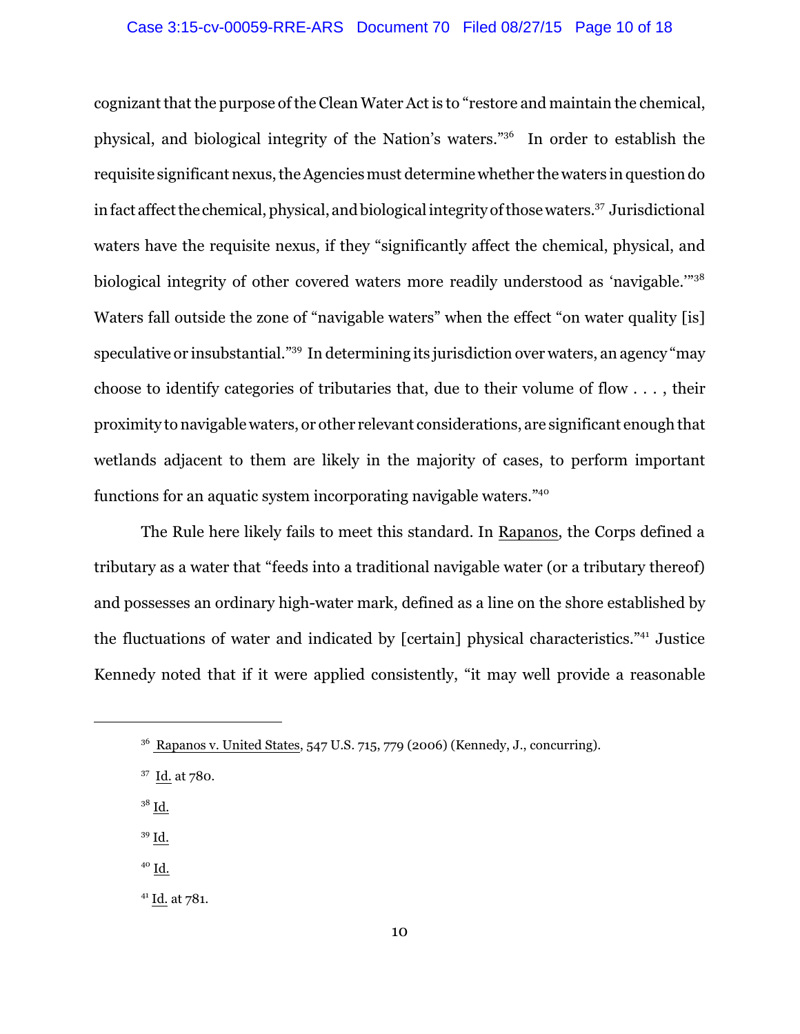cognizant that the purpose of the Clean Water Act is to "restore and maintain the chemical, physical, and biological integrity of the Nation's waters."[36] In order to establish the requisite significant nexus, the Agencies must determine whether the waters in question do in fact affect the chemical, physical, and biological integrity of those waters.[37] Jurisdictional waters have the requisite nexus, if they "significantly affect the chemical, physical, and biological integrity of other covered waters more readily understood as 'navigable.'"[38] Waters fall outside the zone of "navigable waters" when the effect "on water quality [is] speculative or insubstantial."[39] In determining its jurisdiction over waters, an agency "may choose to identify categories of tributaries that, due to their volume of flow . . . , their proximity to navigable waters, or other relevant considerations, are significant enough that wetlands adjacent to them are likely in the majority of cases, to perform important functions for an aquatic system incorporating navigable waters."[40]

The Rule here likely fails to meet this standard. In Rapanos, the Corps defined a tributary as a water that "feeds into a traditional navigable water (or a tributary thereof) and possesses an ordinary high-water mark, defined as a line on the shore established by the fluctuations of water and indicated by [certain] physical characteristics."[41] Justice Kennedy noted that if it were applied consistently, "it may well provide a reasonable

---

[36] Rapanos v. United States, 547 U.S. 715, 779 (2006) (Kennedy, J., concurring).

[37] Id. at 780.

[38] Id.

[39] Id.

[40] Id.

[41] Id. at 781.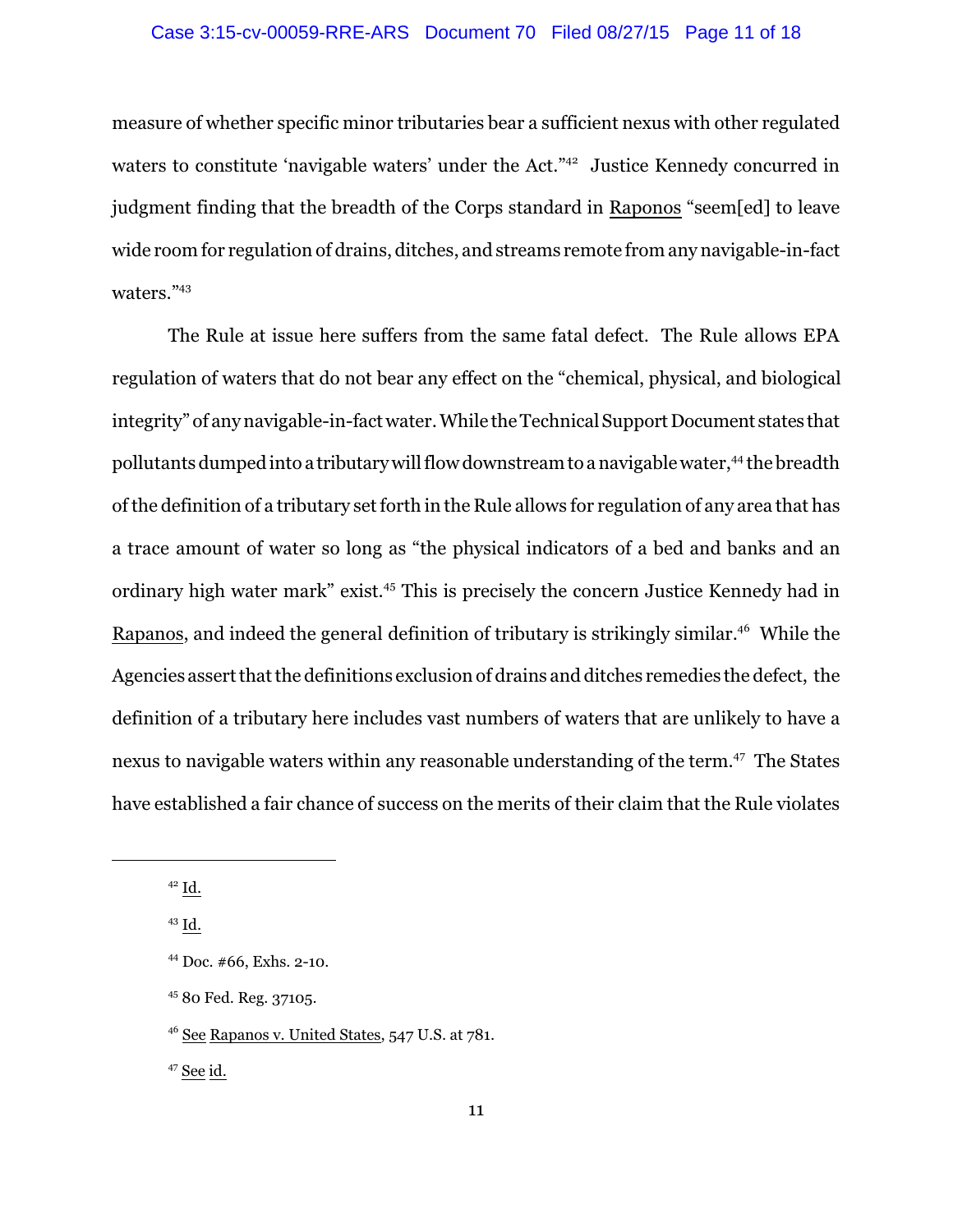measure of whether specific minor tributaries bear a sufficient nexus with other regulated waters to constitute 'navigable waters' under the Act."[42] Justice Kennedy concurred in judgment finding that the breadth of the Corps standard in Raponos "seem[ed] to leave wide room for regulation of drains, ditches, and streams remote from any navigable-in-fact waters."[43]

The Rule at issue here suffers from the same fatal defect. The Rule allows EPA regulation of waters that do not bear any effect on the "chemical, physical, and biological integrity" of any navigable-in-fact water. While the Technical Support Document states that pollutants dumped into a tributary will flow downstream to a navigable water,[44] the breadth of the definition of a tributary set forth in the Rule allows for regulation of any area that has a trace amount of water so long as "the physical indicators of a bed and banks and an ordinary high water mark" exist.[45] This is precisely the concern Justice Kennedy had in Raponos, and indeed the general definition of tributary is strikingly similar.[46] While the Agencies assert that the definitions exclusion of drains and ditches remedies the defect, the definition of a tributary here includes vast numbers of waters that are unlikely to have a nexus to navigable waters within any reasonable understanding of the term.[47] The States have established a fair chance of success on the merits of their claim that the Rule violates

---

[42] Id.

[43] Id.

[44] Doc. #66, Exhs. 2-10.

[45] 80 Fed. Reg. 37105.

[46] See Rapanos v. United States, 547 U.S. at 781.

[47] See id.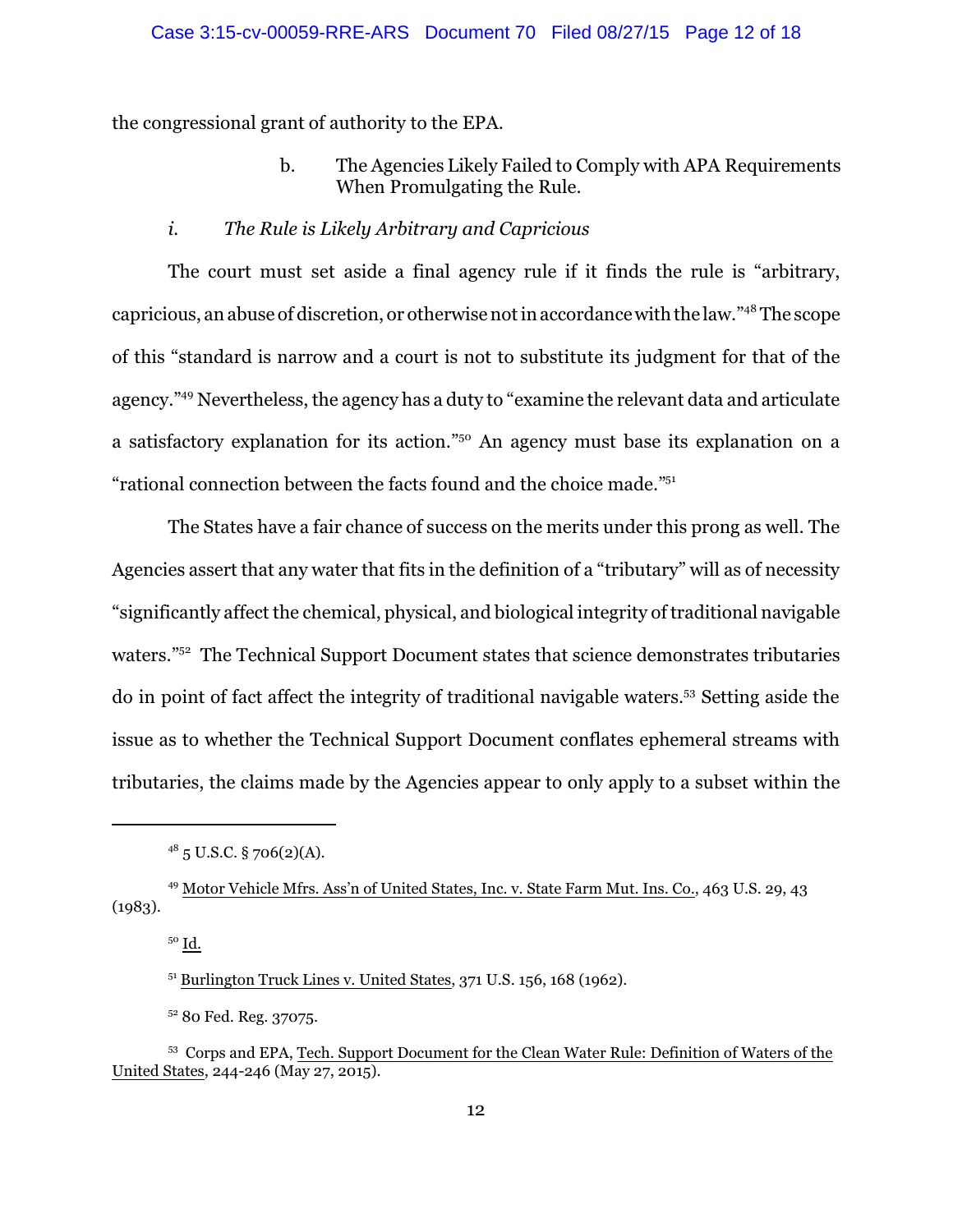the congressional grant of authority to the EPA.

b. The Agencies Likely Failed to Comply with APA Requirements When Promulgating the Rule.

*i. The Rule is Likely Arbitrary and Capricious*

The court must set aside a final agency rule if it finds the rule is "arbitrary, capricious, an abuse of discretion, or otherwise not in accordance with the law."[48] The scope of this "standard is narrow and a court is not to substitute its judgment for that of the agency."[49] Nevertheless, the agency has a duty to "examine the relevant data and articulate a satisfactory explanation for its action."[50] An agency must base its explanation on a "rational connection between the facts found and the choice made."[51]

The States have a fair chance of success on the merits under this prong as well. The Agencies assert that any water that fits in the definition of a "tributary" will as of necessity "significantly affect the chemical, physical, and biological integrity of traditional navigable waters."[52] The Technical Support Document states that science demonstrates tributaries do in point of fact affect the integrity of traditional navigable waters.[53] Setting aside the issue as to whether the Technical Support Document conflates ephemeral streams with tributaries, the claims made by the Agencies appear to only apply to a subset within the

---

[48] 5 U.S.C. § 706(2)(A).

[49] Motor Vehicle Mfrs. Ass'n of United States, Inc. v. State Farm Mut. Ins. Co., 463 U.S. 29, 43 (1983).

[50] Id.

[51] Burlington Truck Lines v. United States, 371 U.S. 156, 168 (1962).

[52] 80 Fed. Reg. 37075.

[53] Corps and EPA, Tech. Support Document for the Clean Water Rule: Definition of Waters of the United States, 244-246 (May 27, 2015).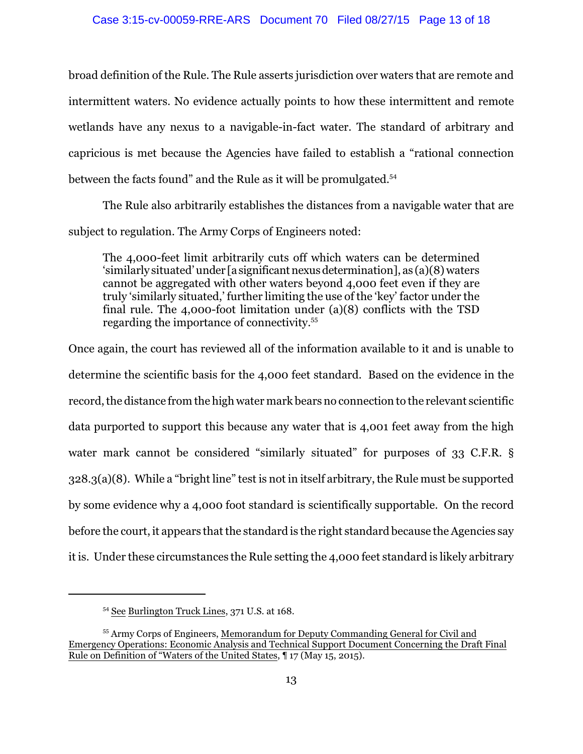broad definition of the Rule. The Rule asserts jurisdiction over waters that are remote and intermittent waters. No evidence actually points to how these intermittent and remote wetlands have any nexus to a navigable-in-fact water. The standard of arbitrary and capricious is met because the Agencies have failed to establish a "rational connection between the facts found" and the Rule as it will be promulgated.[54]

The Rule also arbitrarily establishes the distances from a navigable water that are subject to regulation. The Army Corps of Engineers noted:

> The 4,000-feet limit arbitrarily cuts off which waters can be determined 'similarly situated' under [a significant nexus determination], as (a)(8) waters cannot be aggregated with other waters beyond 4,000 feet even if they are truly 'similarly situated,' further limiting the use of the 'key' factor under the final rule. The 4,000-foot limitation under (a)(8) conflicts with the TSD regarding the importance of connectivity.[55]

Once again, the court has reviewed all of the information available to it and is unable to determine the scientific basis for the 4,000 feet standard. Based on the evidence in the record, the distance from the high water mark bears no connection to the relevant scientific data purported to support this because any water that is 4,001 feet away from the high water mark cannot be considered "similarly situated" for purposes of 33 C.F.R. § 328.3(a)(8). While a "bright line" test is not in itself arbitrary, the Rule must be supported by some evidence why a 4,000 foot standard is scientifically supportable. On the record before the court, it appears that the standard is the right standard because the Agencies say it is. Under these circumstances the Rule setting the 4,000 feet standard is likely arbitrary

---

[54] See Burlington Truck Lines, 371 U.S. at 168.

[55] Army Corps of Engineers, Memorandum for Deputy Commanding General for Civil and Emergency Operations: Economic Analysis and Technical Support Document Concerning the Draft Final Rule on Definition of "Waters of the United States, ¶ 17 (May 15, 2015).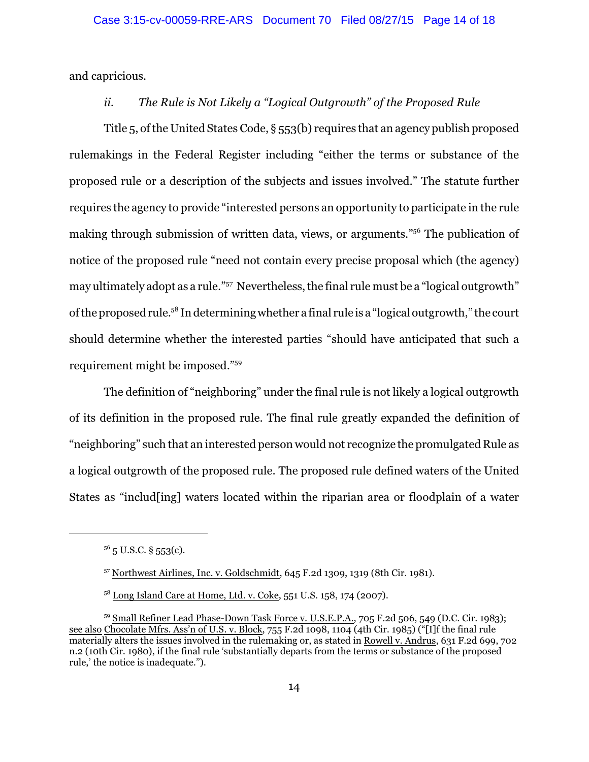and capricious.

*ii. The Rule is Not Likely a "Logical Outgrowth" of the Proposed Rule*

Title 5, of the United States Code, § 553(b) requires that an agency publish proposed rulemakings in the Federal Register including "either the terms or substance of the proposed rule or a description of the subjects and issues involved." The statute further requires the agency to provide "interested persons an opportunity to participate in the rule making through submission of written data, views, or arguments."[56] The publication of notice of the proposed rule "need not contain every precise proposal which (the agency) may ultimately adopt as a rule."[57] Nevertheless, the final rule must be a "logical outgrowth" of the proposed rule.[58] In determining whether a final rule is a "logical outgrowth," the court should determine whether the interested parties "should have anticipated that such a requirement might be imposed."[59]

The definition of "neighboring" under the final rule is not likely a logical outgrowth of its definition in the proposed rule. The final rule greatly expanded the definition of "neighboring" such that an interested person would not recognize the promulgated Rule as a logical outgrowth of the proposed rule. The proposed rule defined waters of the United States as "includ[ing] waters located within the riparian area or floodplain of a water

---

[56] 5 U.S.C. § 553(c).

[57] Northwest Airlines, Inc. v. Goldschmidt, 645 F.2d 1309, 1319 (8th Cir. 1981).

[58] Long Island Care at Home, Ltd. v. Coke, 551 U.S. 158, 174 (2007).

[59] Small Refiner Lead Phase-Down Task Force v. U.S.E.P.A., 705 F.2d 506, 549 (D.C. Cir. 1983); see also Chocolate Mfrs. Ass'n of U.S. v. Block, 755 F.2d 1098, 1104 (4th Cir. 1985) ("[I]f the final rule materially alters the issues involved in the rulemaking or, as stated in Rowell v. Andrus, 631 F.2d 699, 702 n.2 (10th Cir. 1980), if the final rule 'substantially departs from the terms or substance of the proposed rule,' the notice is inadequate.").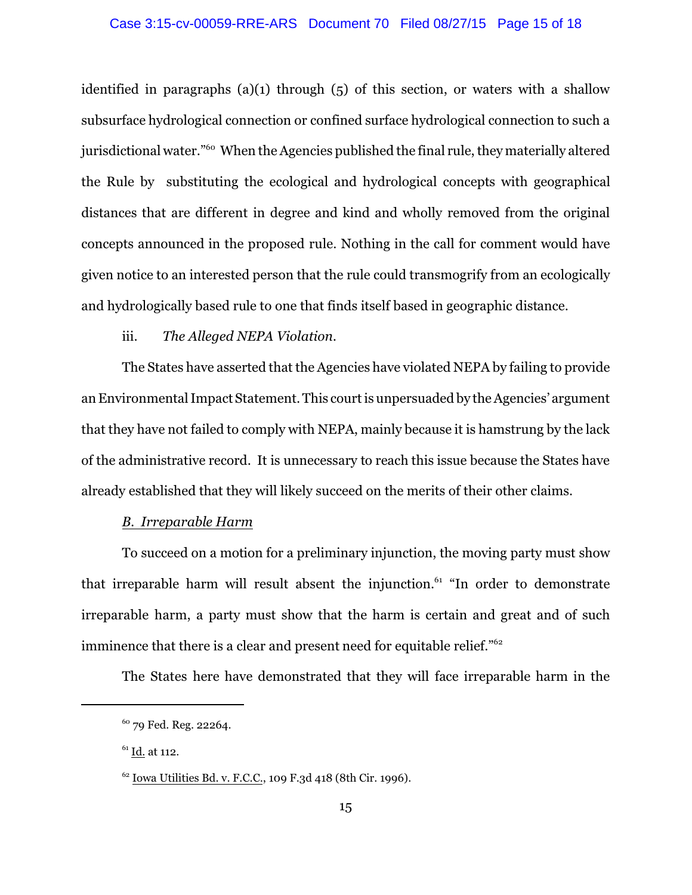identified in paragraphs (a)(1) through (5) of this section, or waters with a shallow subsurface hydrological connection or confined surface hydrological connection to such a jurisdictional water."[60] When the Agencies published the final rule, they materially altered the Rule by substituting the ecological and hydrological concepts with geographical distances that are different in degree and kind and wholly removed from the original concepts announced in the proposed rule. Nothing in the call for comment would have given notice to an interested person that the rule could transmogrify from an ecologically and hydrologically based rule to one that finds itself based in geographic distance.

iii. *The Alleged NEPA Violation.*

The States have asserted that the Agencies have violated NEPA by failing to provide an Environmental Impact Statement. This court is unpersuaded by the Agencies' argument that they have not failed to comply with NEPA, mainly because it is hamstrung by the lack of the administrative record. It is unnecessary to reach this issue because the States have already established that they will likely succeed on the merits of their other claims.

*B. Irreparable Harm*

To succeed on a motion for a preliminary injunction, the moving party must show that irreparable harm will result absent the injunction.[61] "In order to demonstrate irreparable harm, a party must show that the harm is certain and great and of such imminence that there is a clear and present need for equitable relief."[62]

The States here have demonstrated that they will face irreparable harm in the

---

[60] 79 Fed. Reg. 22264.

[61] Id. at 112.

[62] Iowa Utilities Bd. v. F.C.C., 109 F.3d 418 (8th Cir. 1996).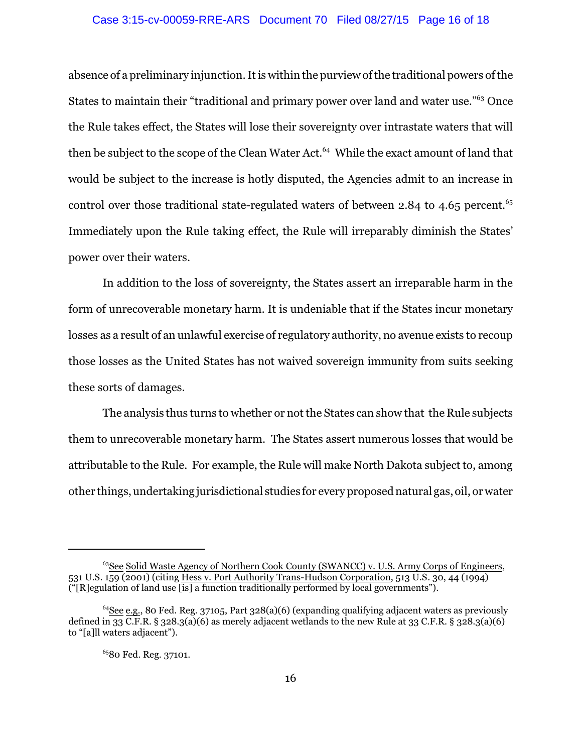absence of a preliminary injunction. It is within the purview of the traditional powers of the States to maintain their "traditional and primary power over land and water use."[63] Once the Rule takes effect, the States will lose their sovereignty over intrastate waters that will then be subject to the scope of the Clean Water Act.[64] While the exact amount of land that would be subject to the increase is hotly disputed, the Agencies admit to an increase in control over those traditional state-regulated waters of between 2.84 to 4.65 percent.[65] Immediately upon the Rule taking effect, the Rule will irreparably diminish the States' power over their waters.

In addition to the loss of sovereignty, the States assert an irreparable harm in the form of unrecoverable monetary harm. It is undeniable that if the States incur monetary losses as a result of an unlawful exercise of regulatory authority, no avenue exists to recoup those losses as the United States has not waived sovereign immunity from suits seeking these sorts of damages.

The analysis thus turns to whether or not the States can show that the Rule subjects them to unrecoverable monetary harm. The States assert numerous losses that would be attributable to the Rule. For example, the Rule will make North Dakota subject to, among other things, undertaking jurisdictional studies for every proposed natural gas, oil, or water

---

[63] See Solid Waste Agency of Northern Cook County (SWANCC) v. U.S. Army Corps of Engineers, 531 U.S. 159 (2001) (citing Hess v. Port Authority Trans-Hudson Corporation, 513 U.S. 30, 44 (1994) ("[R]egulation of land use [is] a function traditionally performed by local governments").

[64] See e.g., 80 Fed. Reg. 37105, Part 328(a)(6) (expanding qualifying adjacent waters as previously defined in 33 C.F.R. § 328.3(a)(6) as merely adjacent wetlands to the new Rule at 33 C.F.R. § 328.3(a)(6) to "[a]ll waters adjacent").

[65] 80 Fed. Reg. 37101.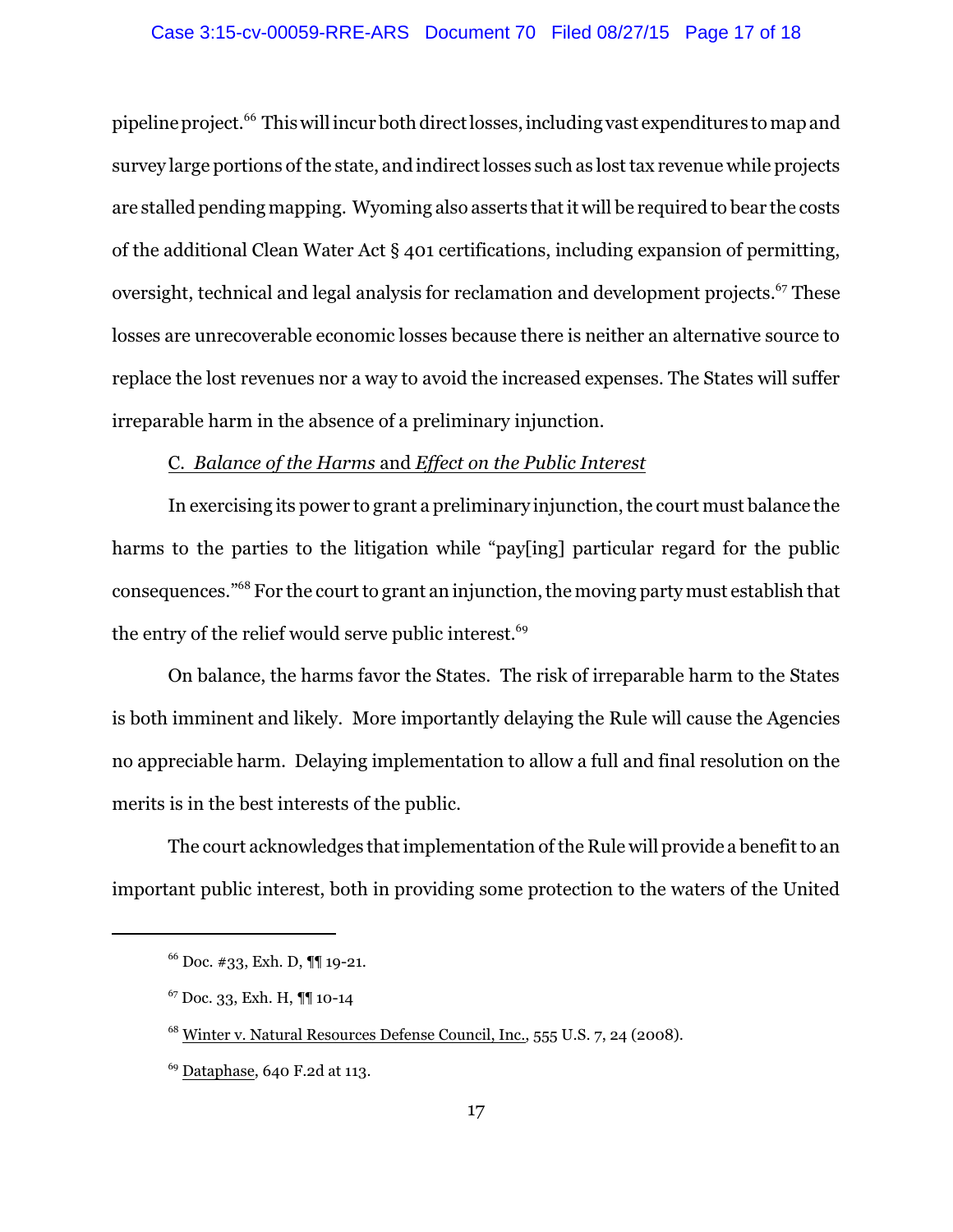pipeline project.[66] This will incur both direct losses, including vast expenditures to map and survey large portions of the state, and indirect losses such as lost tax revenue while projects are stalled pending mapping. Wyoming also asserts that it will be required to bear the costs of the additional Clean Water Act § 401 certifications, including expansion of permitting, oversight, technical and legal analysis for reclamation and development projects.[67] These losses are unrecoverable economic losses because there is neither an alternative source to replace the lost revenues nor a way to avoid the increased expenses. The States will suffer irreparable harm in the absence of a preliminary injunction.

C. *Balance of the Harms* and *Effect on the Public Interest*

In exercising its power to grant a preliminary injunction, the court must balance the harms to the parties to the litigation while "pay[ing] particular regard for the public consequences."[68] For the court to grant an injunction, the moving party must establish that the entry of the relief would serve public interest.[69]

On balance, the harms favor the States. The risk of irreparable harm to the States is both imminent and likely. More importantly delaying the Rule will cause the Agencies no appreciable harm. Delaying implementation to allow a full and final resolution on the merits is in the best interests of the public.

The court acknowledges that implementation of the Rule will provide a benefit to an important public interest, both in providing some protection to the waters of the United

---

[66] Doc. #33, Exh. D, ¶¶ 19-21.

[67] Doc. 33, Exh. H, ¶¶ 10-14

[68] Winter v. Natural Resources Defense Council, Inc., 555 U.S. 7, 24 (2008).

[69] Dataphase, 640 F.2d at 113.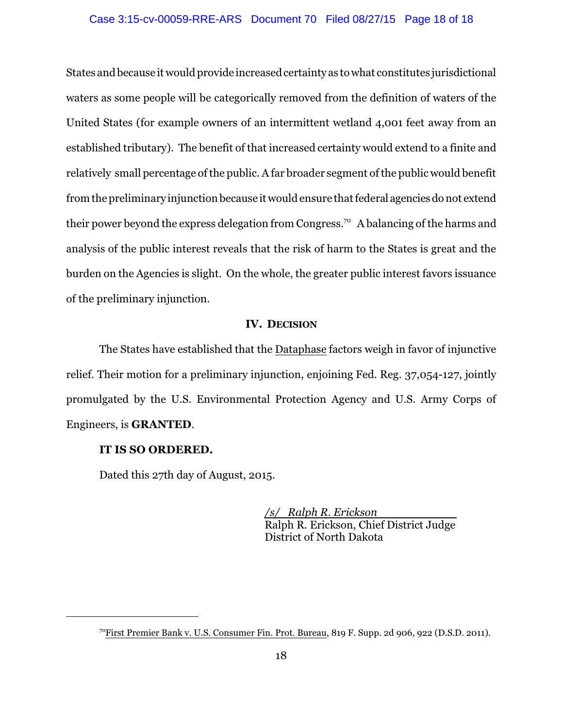States and because it would provide increased certainty as to what constitutes jurisdictional waters as some people will be categorically removed from the definition of waters of the United States (for example owners of an intermittent wetland 4,001 feet away from an established tributary). The benefit of that increased certainty would extend to a finite and relatively small percentage of the public. A far broader segment of the public would benefit from the preliminary injunction because it would ensure that federal agencies do not extend their power beyond the express delegation from Congress.[70] A balancing of the harms and analysis of the public interest reveals that the risk of harm to the States is great and the burden on the Agencies is slight. On the whole, the greater public interest favors issuance of the preliminary injunction.

### IV. DECISION

The States have established that the Dataphase factors weigh in favor of injunctive relief. Their motion for a preliminary injunction, enjoining Fed. Reg. 37,054-127, jointly promulgated by the U.S. Environmental Protection Agency and U.S. Army Corps of Engineers, is **GRANTED**.

**IT IS SO ORDERED.**

Dated this 27th day of August, 2015.

*/s/ Ralph R. Erickson*
Ralph R. Erickson, Chief District Judge
District of North Dakota

---

[70] First Premier Bank v. U.S. Consumer Fin. Prot. Bureau, 819 F. Supp. 2d 906, 922 (D.S.D. 2011).